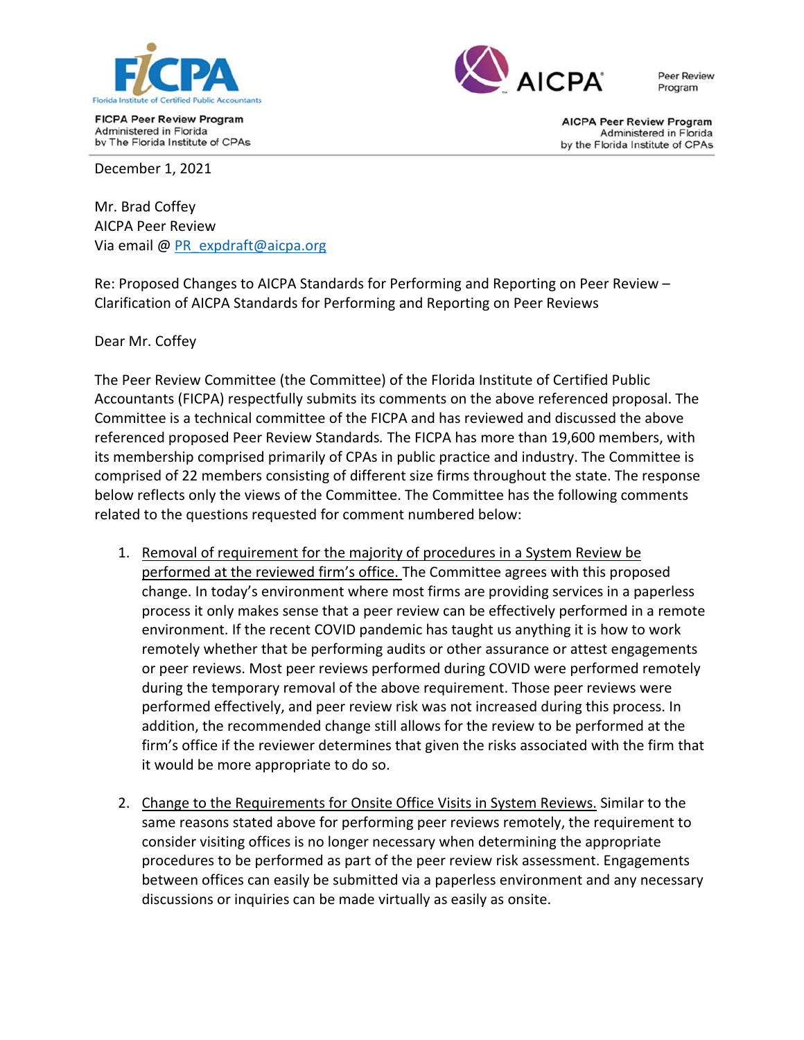FICPA Peer Review Program
Administered in Florida
by The Florida Institute of CPAs

Peer Review Program

AICPA Peer Review Program
Administered in Florida
by the Florida Institute of CPAs

December 1, 2021

Mr. Brad Coffey
AICPA Peer Review
Via email @ [PR_expdraft@aicpa.org](mailto:PR_expdraft@aicpa.org)

Re: Proposed Changes to AICPA Standards for Performing and Reporting on Peer Review – Clarification of AICPA Standards for Performing and Reporting on Peer Reviews

Dear Mr. Coffey

The Peer Review Committee (the Committee) of the Florida Institute of Certified Public Accountants (FICPA) respectfully submits its comments on the above referenced proposal. The Committee is a technical committee of the FICPA and has reviewed and discussed the above referenced proposed Peer Review Standards*.* The FICPA has more than 19,600 members, with its membership comprised primarily of CPAs in public practice and industry. The Committee is comprised of 22 members consisting of different size firms throughout the state. The response below reflects only the views of the Committee. The Committee has the following comments related to the questions requested for comment numbered below:

1. <u>Removal of requirement for the majority of procedures in a System Review be performed at the reviewed firm's office.</u> The Committee agrees with this proposed change. In today's environment where most firms are providing services in a paperless process it only makes sense that a peer review can be effectively performed in a remote environment. If the recent COVID pandemic has taught us anything it is how to work remotely whether that be performing audits or other assurance or attest engagements or peer reviews. Most peer reviews performed during COVID were performed remotely during the temporary removal of the above requirement. Those peer reviews were performed effectively, and peer review risk was not increased during this process. In addition, the recommended change still allows for the review to be performed at the firm's office if the reviewer determines that given the risks associated with the firm that it would be more appropriate to do so.

2. <u>Change to the Requirements for Onsite Office Visits in System Reviews.</u> Similar to the same reasons stated above for performing peer reviews remotely, the requirement to consider visiting offices is no longer necessary when determining the appropriate procedures to be performed as part of the peer review risk assessment. Engagements between offices can easily be submitted via a paperless environment and any necessary discussions or inquiries can be made virtually as easily as onsite.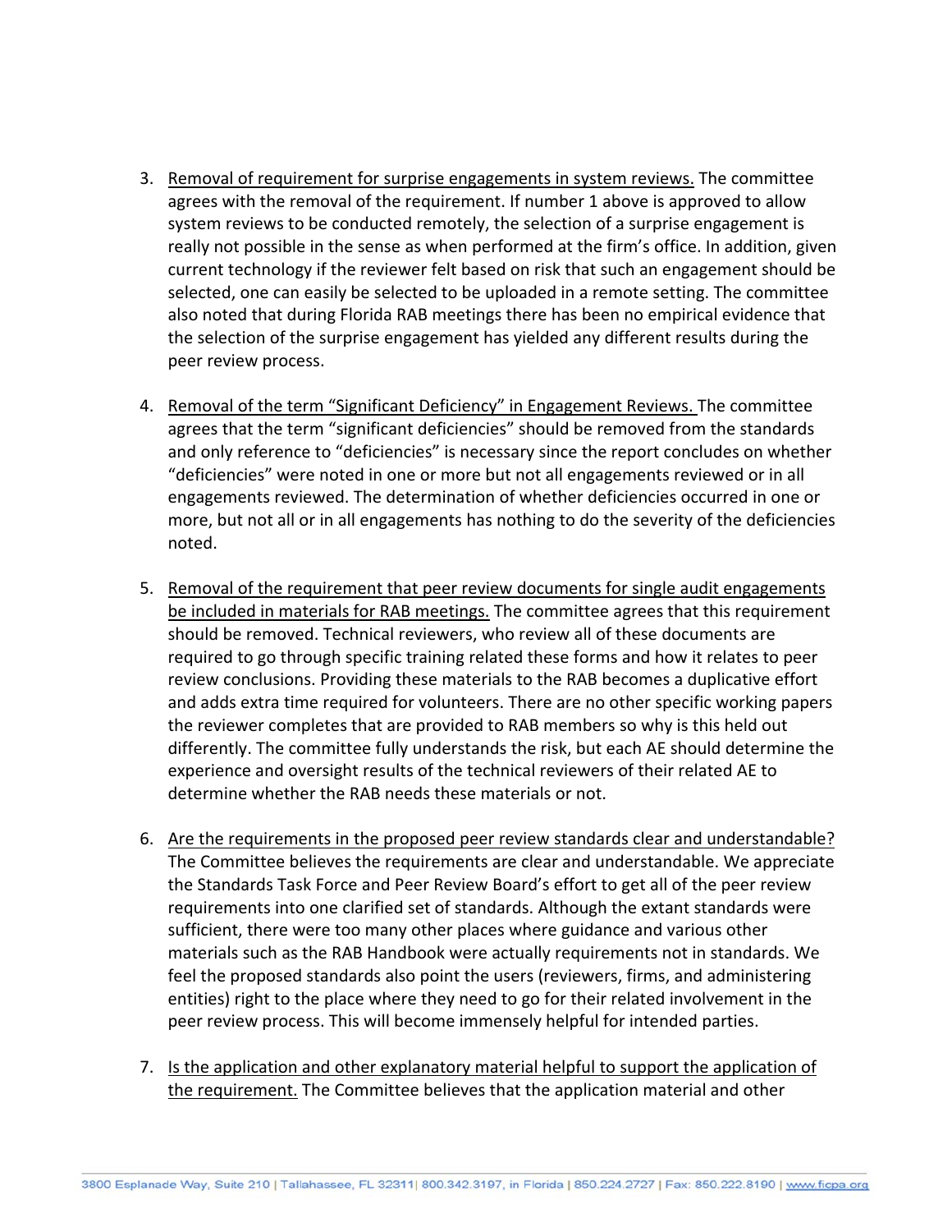3. Removal of requirement for surprise engagements in system reviews. The committee agrees with the removal of the requirement. If number 1 above is approved to allow system reviews to be conducted remotely, the selection of a surprise engagement is really not possible in the sense as when performed at the firm's office. In addition, given current technology if the reviewer felt based on risk that such an engagement should be selected, one can easily be selected to be uploaded in a remote setting. The committee also noted that during Florida RAB meetings there has been no empirical evidence that the selection of the surprise engagement has yielded any different results during the peer review process.

4. Removal of the term "Significant Deficiency" in Engagement Reviews. The committee agrees that the term "significant deficiencies" should be removed from the standards and only reference to "deficiencies" is necessary since the report concludes on whether "deficiencies" were noted in one or more but not all engagements reviewed or in all engagements reviewed. The determination of whether deficiencies occurred in one or more, but not all or in all engagements has nothing to do the severity of the deficiencies noted.

5. Removal of the requirement that peer review documents for single audit engagements be included in materials for RAB meetings. The committee agrees that this requirement should be removed. Technical reviewers, who review all of these documents are required to go through specific training related these forms and how it relates to peer review conclusions. Providing these materials to the RAB becomes a duplicative effort and adds extra time required for volunteers. There are no other specific working papers the reviewer completes that are provided to RAB members so why is this held out differently. The committee fully understands the risk, but each AE should determine the experience and oversight results of the technical reviewers of their related AE to determine whether the RAB needs these materials or not.

6. Are the requirements in the proposed peer review standards clear and understandable? The Committee believes the requirements are clear and understandable. We appreciate the Standards Task Force and Peer Review Board's effort to get all of the peer review requirements into one clarified set of standards. Although the extant standards were sufficient, there were too many other places where guidance and various other materials such as the RAB Handbook were actually requirements not in standards. We feel the proposed standards also point the users (reviewers, firms, and administering entities) right to the place where they need to go for their related involvement in the peer review process. This will become immensely helpful for intended parties.

7. Is the application and other explanatory material helpful to support the application of the requirement. The Committee believes that the application material and other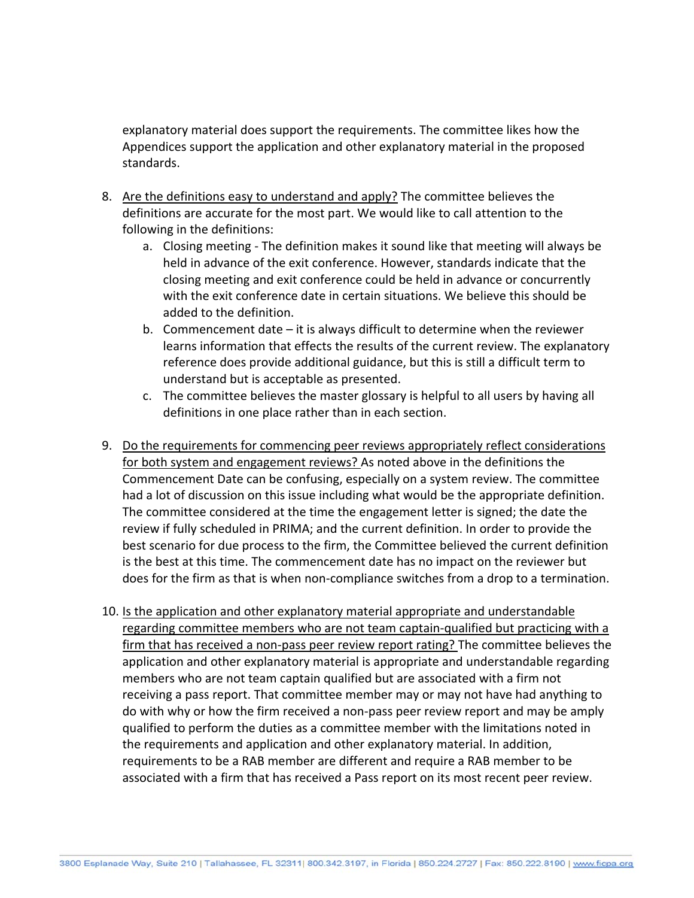explanatory material does support the requirements. The committee likes how the Appendices support the application and other explanatory material in the proposed standards.

8. Are the definitions easy to understand and apply? The committee believes the definitions are accurate for the most part. We would like to call attention to the following in the definitions:
    a. Closing meeting - The definition makes it sound like that meeting will always be held in advance of the exit conference. However, standards indicate that the closing meeting and exit conference could be held in advance or concurrently with the exit conference date in certain situations. We believe this should be added to the definition.
    b. Commencement date – it is always difficult to determine when the reviewer learns information that effects the results of the current review. The explanatory reference does provide additional guidance, but this is still a difficult term to understand but is acceptable as presented.
    c. The committee believes the master glossary is helpful to all users by having all definitions in one place rather than in each section.

9. Do the requirements for commencing peer reviews appropriately reflect considerations for both system and engagement reviews? As noted above in the definitions the Commencement Date can be confusing, especially on a system review. The committee had a lot of discussion on this issue including what would be the appropriate definition. The committee considered at the time the engagement letter is signed; the date the review if fully scheduled in PRIMA; and the current definition. In order to provide the best scenario for due process to the firm, the Committee believed the current definition is the best at this time. The commencement date has no impact on the reviewer but does for the firm as that is when non-compliance switches from a drop to a termination.

10. Is the application and other explanatory material appropriate and understandable regarding committee members who are not team captain-qualified but practicing with a firm that has received a non-pass peer review report rating? The committee believes the application and other explanatory material is appropriate and understandable regarding members who are not team captain qualified but are associated with a firm not receiving a pass report. That committee member may or may not have had anything to do with why or how the firm received a non-pass peer review report and may be amply qualified to perform the duties as a committee member with the limitations noted in the requirements and application and other explanatory material. In addition, requirements to be a RAB member are different and require a RAB member to be associated with a firm that has received a Pass report on its most recent peer review.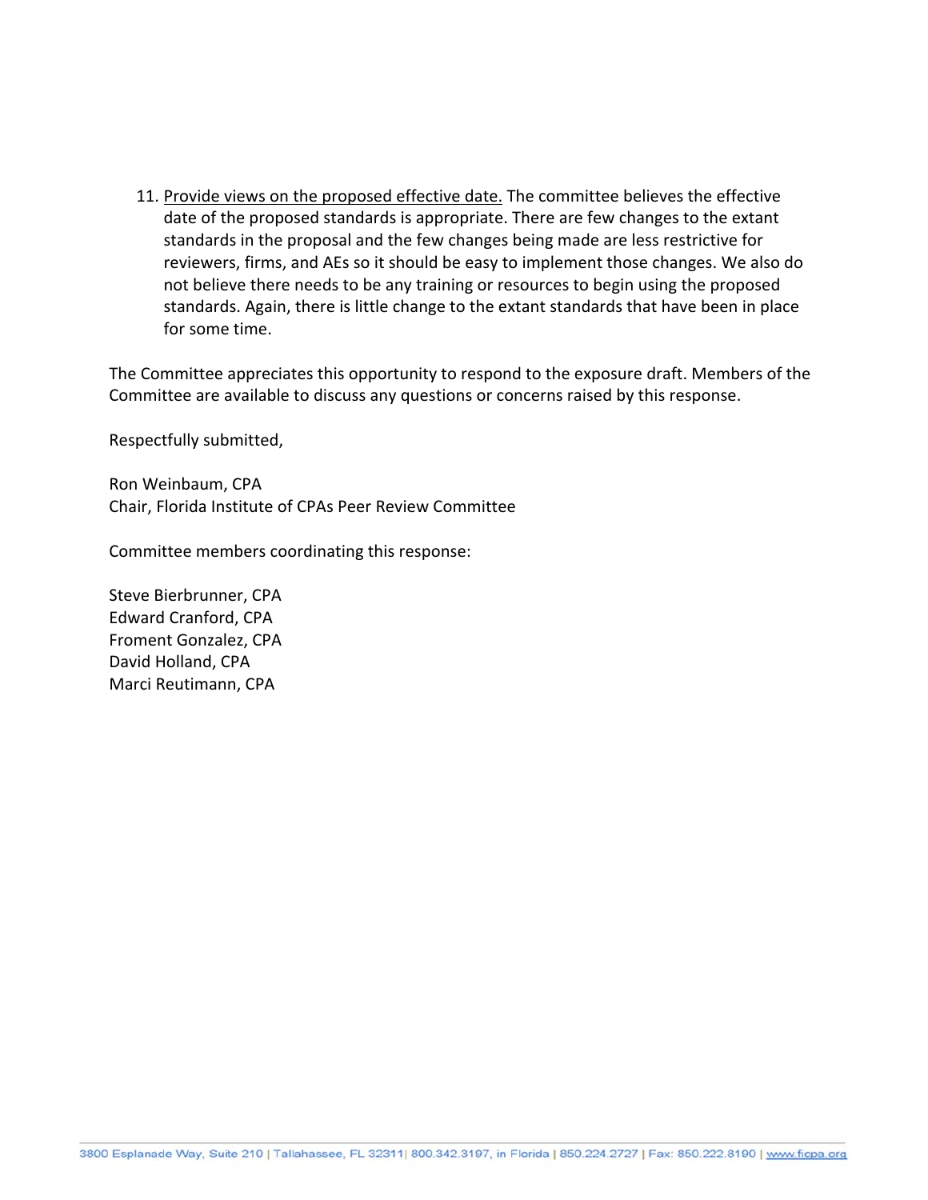11. <u>Provide views on the proposed effective date.</u> The committee believes the effective date of the proposed standards is appropriate. There are few changes to the extant standards in the proposal and the few changes being made are less restrictive for reviewers, firms, and AEs so it should be easy to implement those changes. We also do not believe there needs to be any training or resources to begin using the proposed standards. Again, there is little change to the extant standards that have been in place for some time.

The Committee appreciates this opportunity to respond to the exposure draft. Members of the Committee are available to discuss any questions or concerns raised by this response.

Respectfully submitted,

Ron Weinbaum, CPA
Chair, Florida Institute of CPAs Peer Review Committee

Committee members coordinating this response:

Steve Bierbrunner, CPA
Edward Cranford, CPA
Froment Gonzalez, CPA
David Holland, CPA
Marci Reutimann, CPA